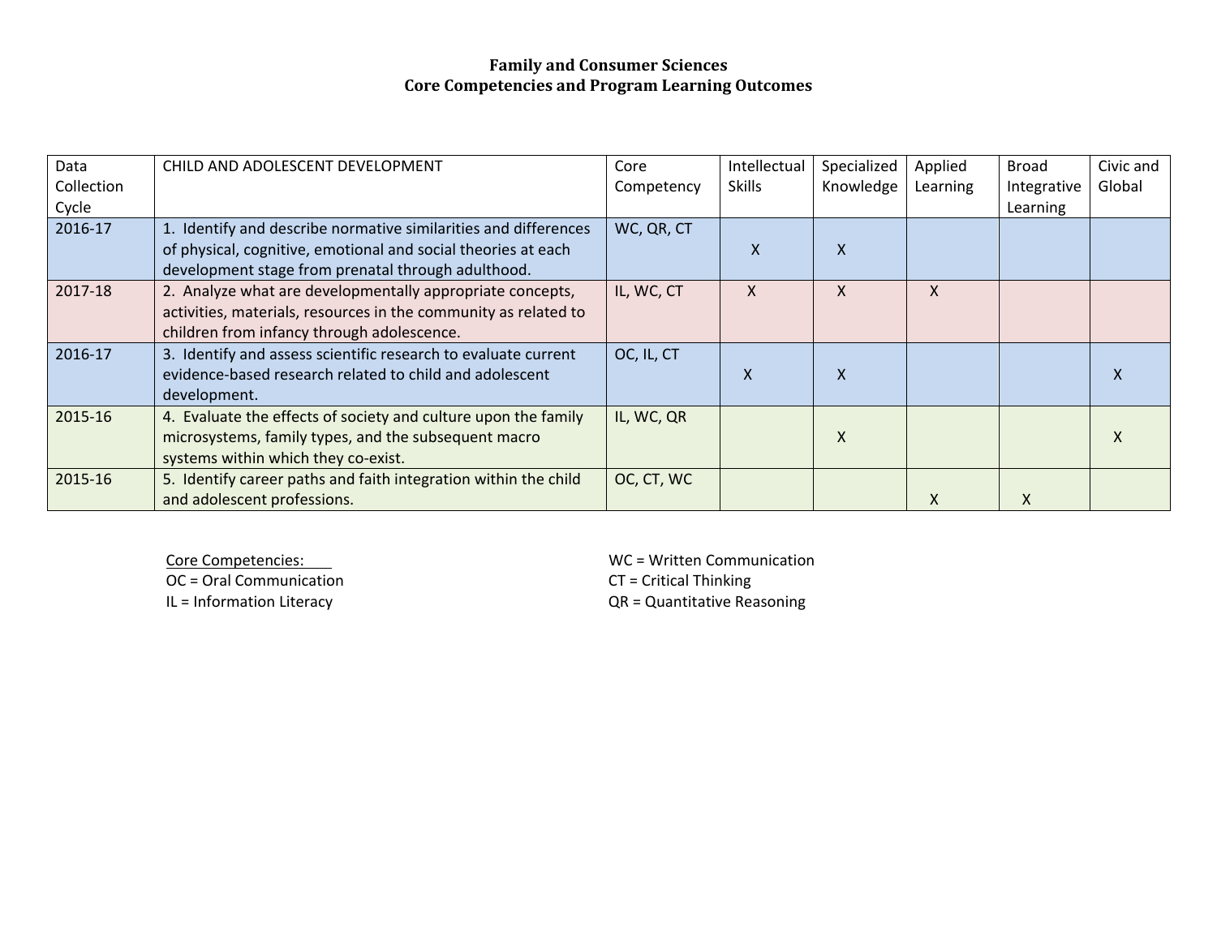# Family and Consumer Sciences
## Core Competencies and Program Learning Outcomes

| Data Collection Cycle | CHILD AND ADOLESCENT DEVELOPMENT | Core Competency | Intellectual Skills | Specialized Knowledge | Applied Learning | Broad Integrative Learning | Civic and Global |
|---|---|---|---|---|---|---|---|
| 2016-17 | 1. Identify and describe normative similarities and differences of physical, cognitive, emotional and social theories at each development stage from prenatal through adulthood. | WC, QR, CT | X | X | | | |
| 2017-18 | 2. Analyze what are developmentally appropriate concepts, activities, materials, resources in the community as related to children from infancy through adolescence. | IL, WC, CT | X | X | X | | |
| 2016-17 | 3. Identify and assess scientific research to evaluate current evidence-based research related to child and adolescent development. | OC, IL, CT | X | X | | | X |
| 2015-16 | 4. Evaluate the effects of society and culture upon the family microsystems, family types, and the subsequent macro systems within which they co-exist. | IL, WC, QR | | X | | | X |
| 2015-16 | 5. Identify career paths and faith integration within the child and adolescent professions. | OC, CT, WC | | | X | X | |

Core Competencies:
OC = Oral Communication
IL = Information Literacy
WC = Written Communication
CT = Critical Thinking
QR = Quantitative Reasoning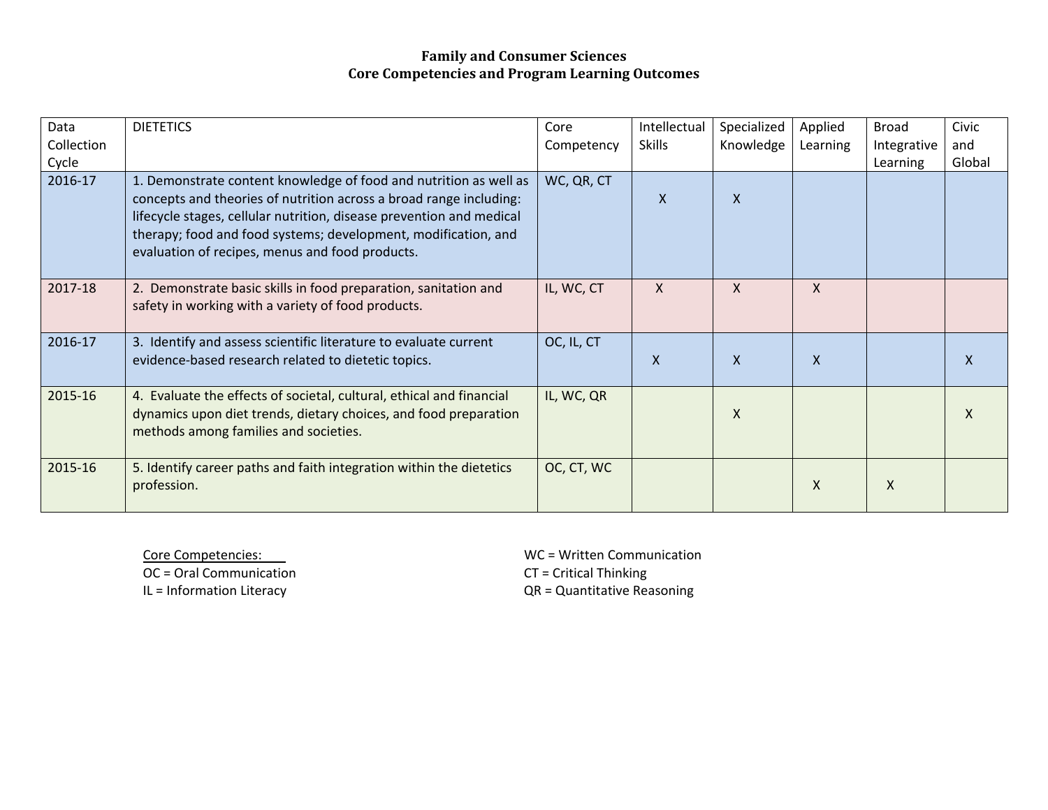# Family and Consumer Sciences
## Core Competencies and Program Learning Outcomes

| Data Collection Cycle | DIETETICS | Core Competency | Intellectual Skills | Specialized Knowledge | Applied Learning | Broad Integrative Learning | Civic and Global |
|---|---|---|---|---|---|---|---|
| 2016-17 | 1. Demonstrate content knowledge of food and nutrition as well as concepts and theories of nutrition across a broad range including: lifecycle stages, cellular nutrition, disease prevention and medical therapy; food and food systems; development, modification, and evaluation of recipes, menus and food products. | WC, QR, CT | X | X | | | |
| 2017-18 | 2. Demonstrate basic skills in food preparation, sanitation and safety in working with a variety of food products. | IL, WC, CT | X | X | X | | |
| 2016-17 | 3. Identify and assess scientific literature to evaluate current evidence-based research related to dietetic topics. | OC, IL, CT | X | X | X | | X |
| 2015-16 | 4. Evaluate the effects of societal, cultural, ethical and financial dynamics upon diet trends, dietary choices, and food preparation methods among families and societies. | IL, WC, QR | | X | | | X |
| 2015-16 | 5. Identify career paths and faith integration within the dietetics profession. | OC, CT, WC | | | X | X | |

Core Competencies:
OC = Oral Communication
IL = Information Literacy
WC = Written Communication
CT = Critical Thinking
QR = Quantitative Reasoning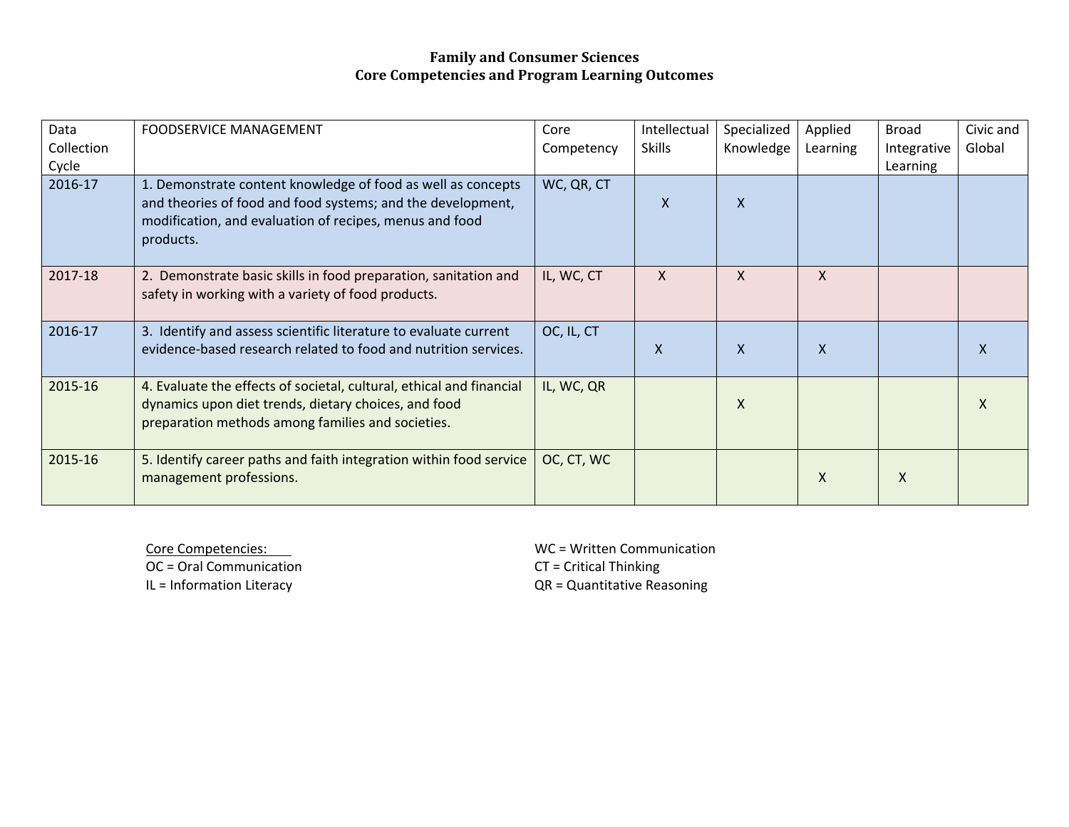# Family and Consumer Sciences
## Core Competencies and Program Learning Outcomes

| Data Collection Cycle | FOODSERVICE MANAGEMENT | Core Competency | Intellectual Skills | Specialized Knowledge | Applied Learning | Broad Integrative Learning | Civic and Global |
|---|---|---|---|---|---|---|---|
| 2016-17 | 1. Demonstrate content knowledge of food as well as concepts and theories of food and food systems; and the development, modification, and evaluation of recipes, menus and food products. | WC, QR, CT | X | X | | | |
| 2017-18 | 2. Demonstrate basic skills in food preparation, sanitation and safety in working with a variety of food products. | IL, WC, CT | X | X | X | | |
| 2016-17 | 3. Identify and assess scientific literature to evaluate current evidence-based research related to food and nutrition services. | OC, IL, CT | X | X | X | | X |
| 2015-16 | 4. Evaluate the effects of societal, cultural, ethical and financial dynamics upon diet trends, dietary choices, and food preparation methods among families and societies. | IL, WC, QR | | X | | | X |
| 2015-16 | 5. Identify career paths and faith integration within food service management professions. | OC, CT, WC | | | X | X | |

Core Competencies:
OC = Oral Communication
IL = Information Literacy
WC = Written Communication
CT = Critical Thinking
QR = Quantitative Reasoning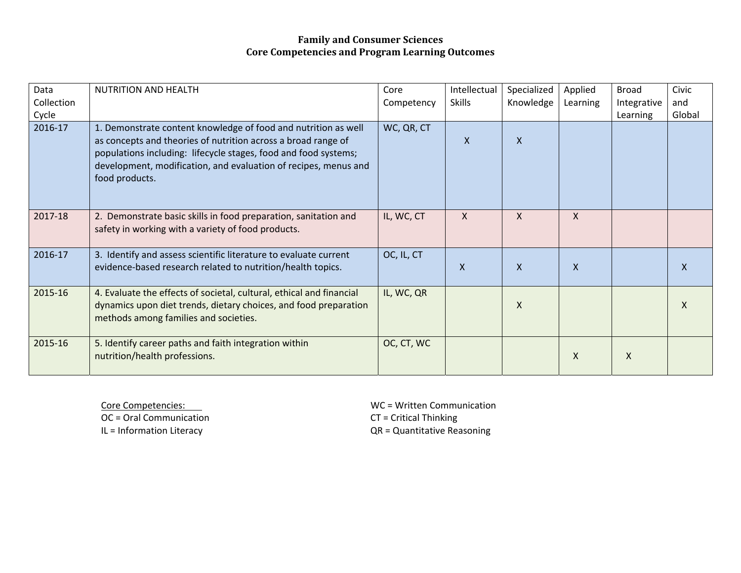# Family and Consumer Sciences
## Core Competencies and Program Learning Outcomes

| Data Collection Cycle | NUTRITION AND HEALTH | Core Competency | Intellectual Skills | Specialized Knowledge | Applied Learning | Broad Integrative Learning | Civic and Global |
|---|---|---|---|---|---|---|---|
| 2016-17 | 1. Demonstrate content knowledge of food and nutrition as well as concepts and theories of nutrition across a broad range of populations including: lifecycle stages, food and food systems; development, modification, and evaluation of recipes, menus and food products. | WC, QR, CT | X | X | | | |
| 2017-18 | 2. Demonstrate basic skills in food preparation, sanitation and safety in working with a variety of food products. | IL, WC, CT | X | X | X | | |
| 2016-17 | 3. Identify and assess scientific literature to evaluate current evidence-based research related to nutrition/health topics. | OC, IL, CT | X | X | X | | X |
| 2015-16 | 4. Evaluate the effects of societal, cultural, ethical and financial dynamics upon diet trends, dietary choices, and food preparation methods among families and societies. | IL, WC, QR | | X | | | X |
| 2015-16 | 5. Identify career paths and faith integration within nutrition/health professions. | OC, CT, WC | | | X | X | |

Core Competencies:
OC = Oral Communication
IL = Information Literacy
WC = Written Communication
CT = Critical Thinking
QR = Quantitative Reasoning